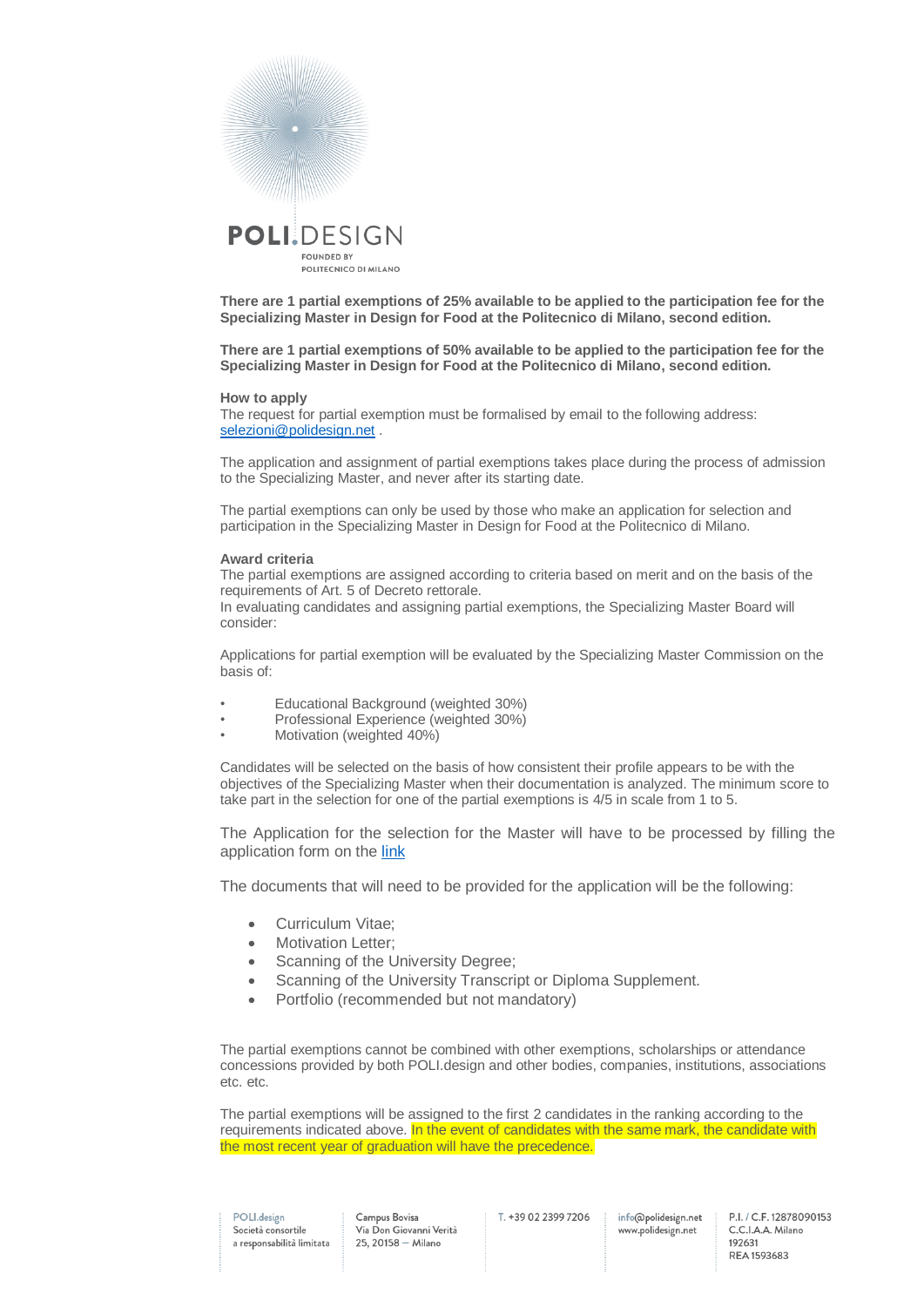**There are 1 partial exemptions of 25% available to be applied to the participation fee for the Specializing Master in Design for Food at the Politecnico di Milano, second edition.**

**There are 1 partial exemptions of 50% available to be applied to the participation fee for the Specializing Master in Design for Food at the Politecnico di Milano, second edition.**

**How to apply**

The request for partial exemption must be formalised by email to the following address: selezioni@polidesign.net .

The application and assignment of partial exemptions takes place during the process of admission to the Specializing Master, and never after its starting date.

The partial exemptions can only be used by those who make an application for selection and participation in the Specializing Master in Design for Food at the Politecnico di Milano.

**Award criteria**

The partial exemptions are assigned according to criteria based on merit and on the basis of the requirements of Art. 5 of Decreto rettorale.

In evaluating candidates and assigning partial exemptions, the Specializing Master Board will consider:

Applications for partial exemption will be evaluated by the Specializing Master Commission on the basis of:

- Educational Background (weighted 30%)
- Professional Experience (weighted 30%)
- Motivation (weighted 40%)

Candidates will be selected on the basis of how consistent their profile appears to be with the objectives of the Specializing Master when their documentation is analyzed. The minimum score to take part in the selection for one of the partial exemptions is 4/5 in scale from 1 to 5.

The Application for the selection for the Master will have to be processed by filling the application form on the link

The documents that will need to be provided for the application will be the following:

- Curriculum Vitae;
- Motivation Letter;
- Scanning of the University Degree;
- Scanning of the University Transcript or Diploma Supplement.
- Portfolio (recommended but not mandatory)

The partial exemptions cannot be combined with other exemptions, scholarships or attendance concessions provided by both POLI.design and other bodies, companies, institutions, associations etc. etc.

The partial exemptions will be assigned to the first 2 candidates in the ranking according to the requirements indicated above. In the event of candidates with the same mark, the candidate with the most recent year of graduation will have the precedence.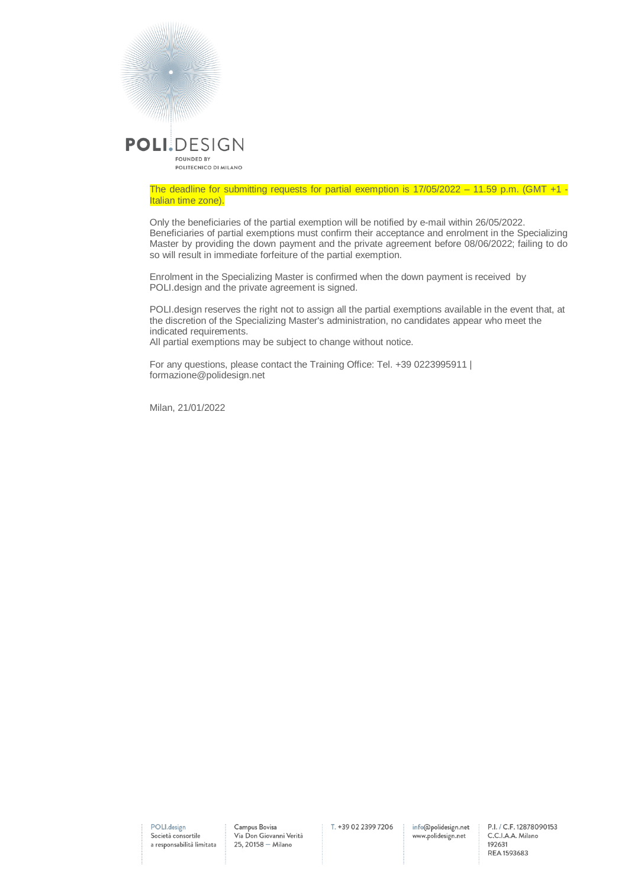The deadline for submitting requests for partial exemption is 17/05/2022 – 11.59 p.m. (GMT +1 - Italian time zone).

Only the beneficiaries of the partial exemption will be notified by e-mail within 26/05/2022. Beneficiaries of partial exemptions must confirm their acceptance and enrolment in the Specializing Master by providing the down payment and the private agreement before 08/06/2022; failing to do so will result in immediate forfeiture of the partial exemption.

Enrolment in the Specializing Master is confirmed when the down payment is received by POLI.design and the private agreement is signed.

POLI.design reserves the right not to assign all the partial exemptions available in the event that, at the discretion of the Specializing Master's administration, no candidates appear who meet the indicated requirements.
All partial exemptions may be subject to change without notice.

For any questions, please contact the Training Office: Tel. +39 0223995911 | formazione@polidesign.net

Milan, 21/01/2022